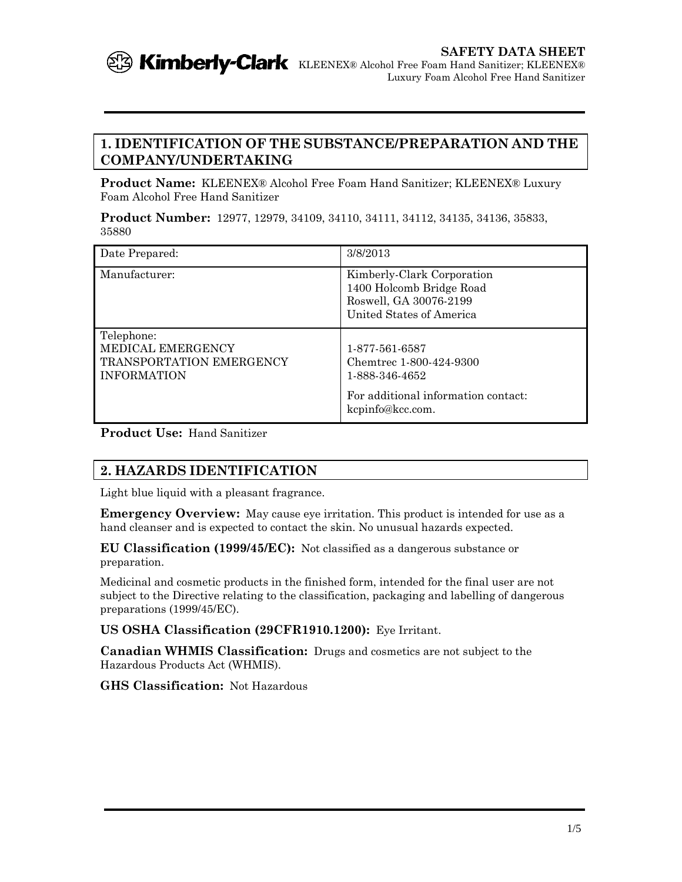# SAFETY DATA SHEET

KLEENEX® Alcohol Free Foam Hand Sanitizer; KLEENEX® Luxury Foam Alcohol Free Hand Sanitizer

## 1. IDENTIFICATION OF THE SUBSTANCE/PREPARATION AND THE COMPANY/UNDERTAKING

**Product Name:** KLEENEX® Alcohol Free Foam Hand Sanitizer; KLEENEX® Luxury Foam Alcohol Free Hand Sanitizer

**Product Number:** 12977, 12979, 34109, 34110, 34111, 34112, 34135, 34136, 35833, 35880

| | |
|---|---|
| Date Prepared: | 3/8/2013 |
| Manufacturer: | Kimberly-Clark Corporation<br>1400 Holcomb Bridge Road<br>Roswell, GA 30076-2199<br>United States of America |
| Telephone:<br>MEDICAL EMERGENCY<br>TRANSPORTATION EMERGENCY<br>INFORMATION | <br>1-877-561-6587<br>Chemtrec 1-800-424-9300<br>1-888-346-4652<br>For additional information contact: kcpinfo@kcc.com. |

**Product Use:** Hand Sanitizer

## 2. HAZARDS IDENTIFICATION

Light blue liquid with a pleasant fragrance.

**Emergency Overview:** May cause eye irritation. This product is intended for use as a hand cleanser and is expected to contact the skin. No unusual hazards expected.

**EU Classification (1999/45/EC):** Not classified as a dangerous substance or preparation.

Medicinal and cosmetic products in the finished form, intended for the final user are not subject to the Directive relating to the classification, packaging and labelling of dangerous preparations (1999/45/EC).

**US OSHA Classification (29CFR1910.1200):** Eye Irritant.

**Canadian WHMIS Classification:** Drugs and cosmetics are not subject to the Hazardous Products Act (WHMIS).

**GHS Classification:** Not Hazardous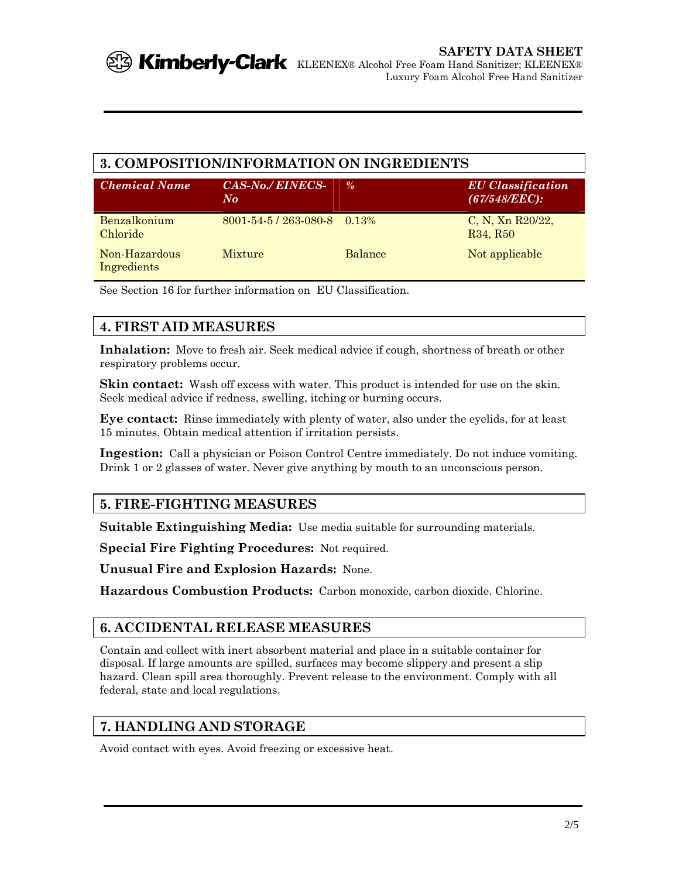## 3. COMPOSITION/INFORMATION ON INGREDIENTS

| *Chemical Name* | *CAS-No./ EINECS-No* | *%* | *EU Classification (67/548/EEC):* |
|---|---|---|---|
| Benzalkonium Chloride | 8001-54-5 / 263-080-8 | 0.13% | C, N, Xn R20/22, R34, R50 |
| Non-Hazardous Ingredients | Mixture | Balance | Not applicable |

See Section 16 for further information on EU Classification.

## 4. FIRST AID MEASURES

**Inhalation:** Move to fresh air. Seek medical advice if cough, shortness of breath or other respiratory problems occur.

**Skin contact:** Wash off excess with water. This product is intended for use on the skin. Seek medical advice if redness, swelling, itching or burning occurs.

**Eye contact:** Rinse immediately with plenty of water, also under the eyelids, for at least 15 minutes. Obtain medical attention if irritation persists.

**Ingestion:** Call a physician or Poison Control Centre immediately. Do not induce vomiting. Drink 1 or 2 glasses of water. Never give anything by mouth to an unconscious person.

## 5. FIRE-FIGHTING MEASURES

**Suitable Extinguishing Media:** Use media suitable for surrounding materials.

**Special Fire Fighting Procedures:** Not required.

**Unusual Fire and Explosion Hazards:** None.

**Hazardous Combustion Products:** Carbon monoxide, carbon dioxide. Chlorine.

## 6. ACCIDENTAL RELEASE MEASURES

Contain and collect with inert absorbent material and place in a suitable container for disposal. If large amounts are spilled, surfaces may become slippery and present a slip hazard. Clean spill area thoroughly. Prevent release to the environment. Comply with all federal, state and local regulations.

## 7. HANDLING AND STORAGE

Avoid contact with eyes. Avoid freezing or excessive heat.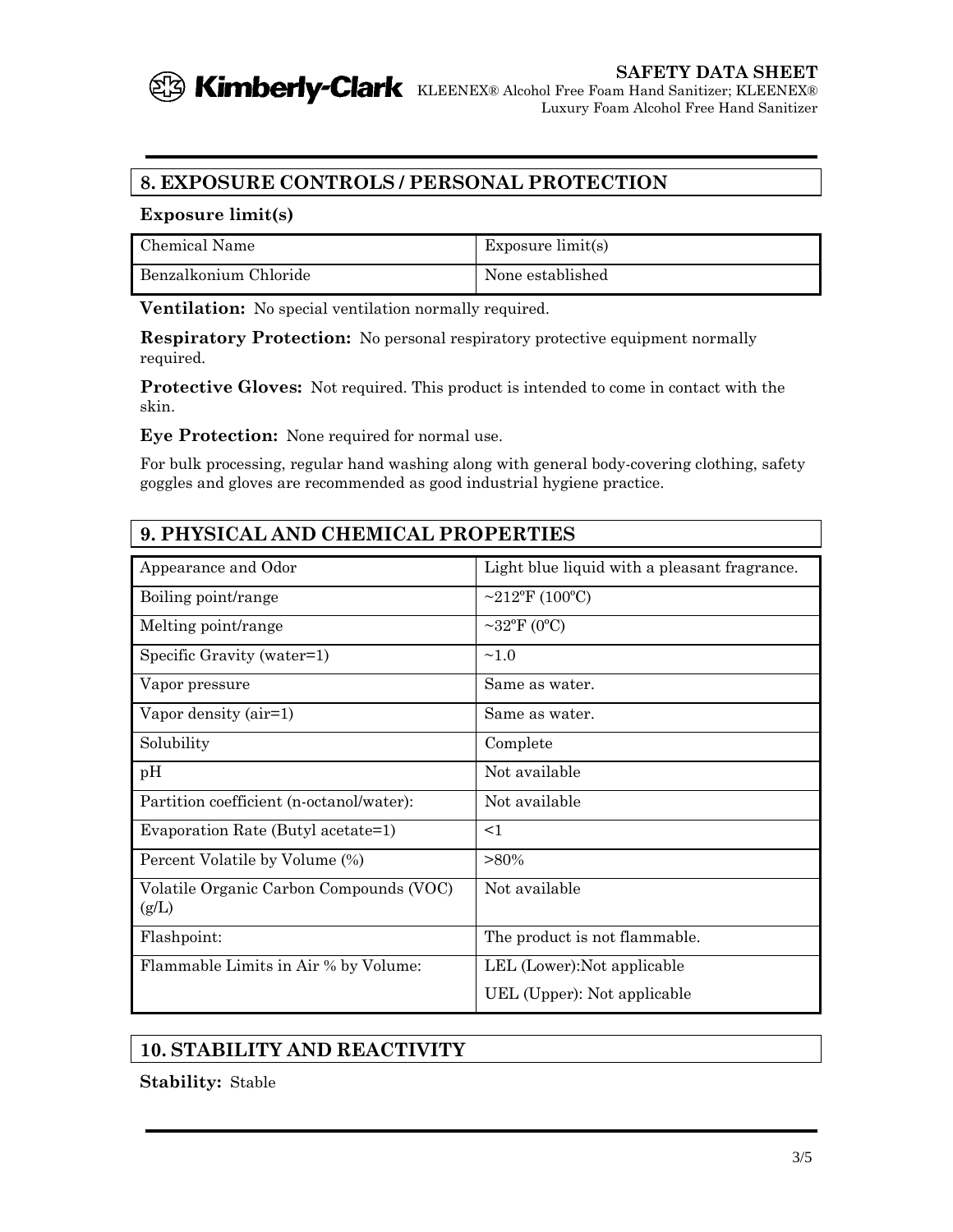## 8. EXPOSURE CONTROLS / PERSONAL PROTECTION

**Exposure limit(s)**

| Chemical Name | Exposure limit(s) |
| --- | --- |
| Benzalkonium Chloride | None established |

**Ventilation:** No special ventilation normally required.

**Respiratory Protection:** No personal respiratory protective equipment normally required.

**Protective Gloves:** Not required. This product is intended to come in contact with the skin.

**Eye Protection:** None required for normal use.

For bulk processing, regular hand washing along with general body-covering clothing, safety goggles and gloves are recommended as good industrial hygiene practice.

## 9. PHYSICAL AND CHEMICAL PROPERTIES

| Appearance and Odor | Light blue liquid with a pleasant fragrance. |
| --- | --- |
| Boiling point/range | ~212ºF (100ºC) |
| Melting point/range | ~32ºF (0ºC) |
| Specific Gravity (water=1) | ~1.0 |
| Vapor pressure | Same as water. |
| Vapor density (air=1) | Same as water. |
| Solubility | Complete |
| pH | Not available |
| Partition coefficient (n-octanol/water): | Not available |
| Evaporation Rate (Butyl acetate=1) | <1 |
| Percent Volatile by Volume (%) | >80% |
| Volatile Organic Carbon Compounds (VOC) (g/L) | Not available |
| Flashpoint: | The product is not flammable. |
| Flammable Limits in Air % by Volume: | LEL (Lower):Not applicable<br>UEL (Upper): Not applicable |

## 10. STABILITY AND REACTIVITY

**Stability:** Stable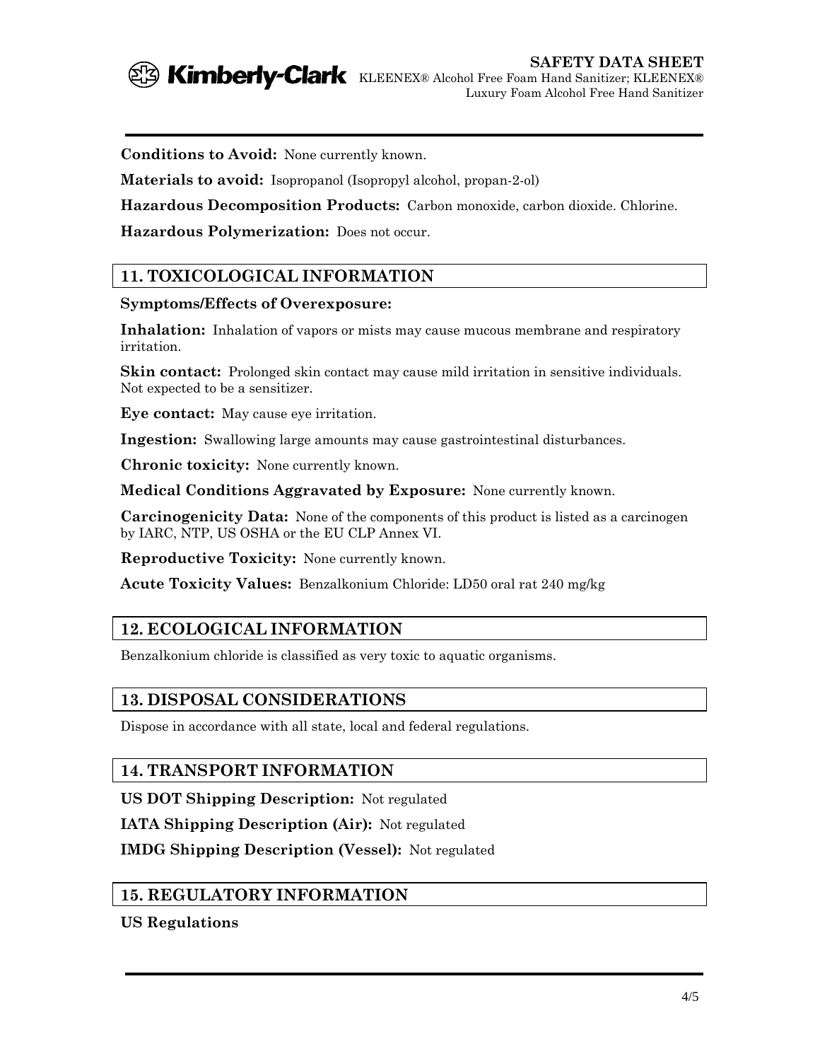**Conditions to Avoid:** None currently known.

**Materials to avoid:** Isopropanol (Isopropyl alcohol, propan-2-ol)

**Hazardous Decomposition Products:** Carbon monoxide, carbon dioxide. Chlorine.

**Hazardous Polymerization:** Does not occur.

## 11. TOXICOLOGICAL INFORMATION

**Symptoms/Effects of Overexposure:**

**Inhalation:** Inhalation of vapors or mists may cause mucous membrane and respiratory irritation.

**Skin contact:** Prolonged skin contact may cause mild irritation in sensitive individuals. Not expected to be a sensitizer.

**Eye contact:** May cause eye irritation.

**Ingestion:** Swallowing large amounts may cause gastrointestinal disturbances.

**Chronic toxicity:** None currently known.

**Medical Conditions Aggravated by Exposure:** None currently known.

**Carcinogenicity Data:** None of the components of this product is listed as a carcinogen by IARC, NTP, US OSHA or the EU CLP Annex VI.

**Reproductive Toxicity:** None currently known.

**Acute Toxicity Values:** Benzalkonium Chloride: LD50 oral rat 240 mg/kg

## 12. ECOLOGICAL INFORMATION

Benzalkonium chloride is classified as very toxic to aquatic organisms.

## 13. DISPOSAL CONSIDERATIONS

Dispose in accordance with all state, local and federal regulations.

## 14. TRANSPORT INFORMATION

**US DOT Shipping Description:** Not regulated

**IATA Shipping Description (Air):** Not regulated

**IMDG Shipping Description (Vessel):** Not regulated

## 15. REGULATORY INFORMATION

**US Regulations**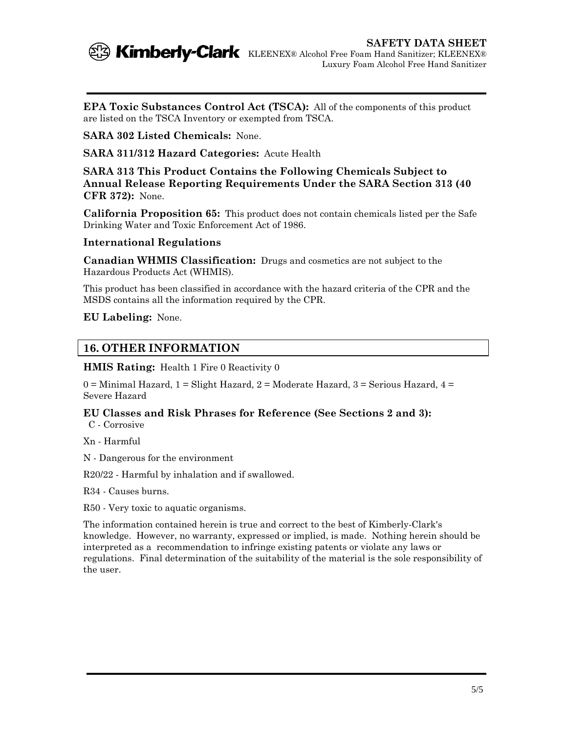**EPA Toxic Substances Control Act (TSCA):** All of the components of this product are listed on the TSCA Inventory or exempted from TSCA.

**SARA 302 Listed Chemicals:** None.

**SARA 311/312 Hazard Categories:** Acute Health

**SARA 313 This Product Contains the Following Chemicals Subject to Annual Release Reporting Requirements Under the SARA Section 313 (40 CFR 372):** None.

**California Proposition 65:** This product does not contain chemicals listed per the Safe Drinking Water and Toxic Enforcement Act of 1986.

**International Regulations**

**Canadian WHMIS Classification:** Drugs and cosmetics are not subject to the Hazardous Products Act (WHMIS).

This product has been classified in accordance with the hazard criteria of the CPR and the MSDS contains all the information required by the CPR.

**EU Labeling:** None.

## 16. OTHER INFORMATION

**HMIS Rating:** Health 1 Fire 0 Reactivity 0

0 = Minimal Hazard, 1 = Slight Hazard, 2 = Moderate Hazard, 3 = Serious Hazard, 4 = Severe Hazard

**EU Classes and Risk Phrases for Reference (See Sections 2 and 3):**

C - Corrosive

Xn - Harmful

N - Dangerous for the environment

R20/22 - Harmful by inhalation and if swallowed.

R34 - Causes burns.

R50 - Very toxic to aquatic organisms.

The information contained herein is true and correct to the best of Kimberly-Clark's knowledge. However, no warranty, expressed or implied, is made. Nothing herein should be interpreted as a recommendation to infringe existing patents or violate any laws or regulations. Final determination of the suitability of the material is the sole responsibility of the user.